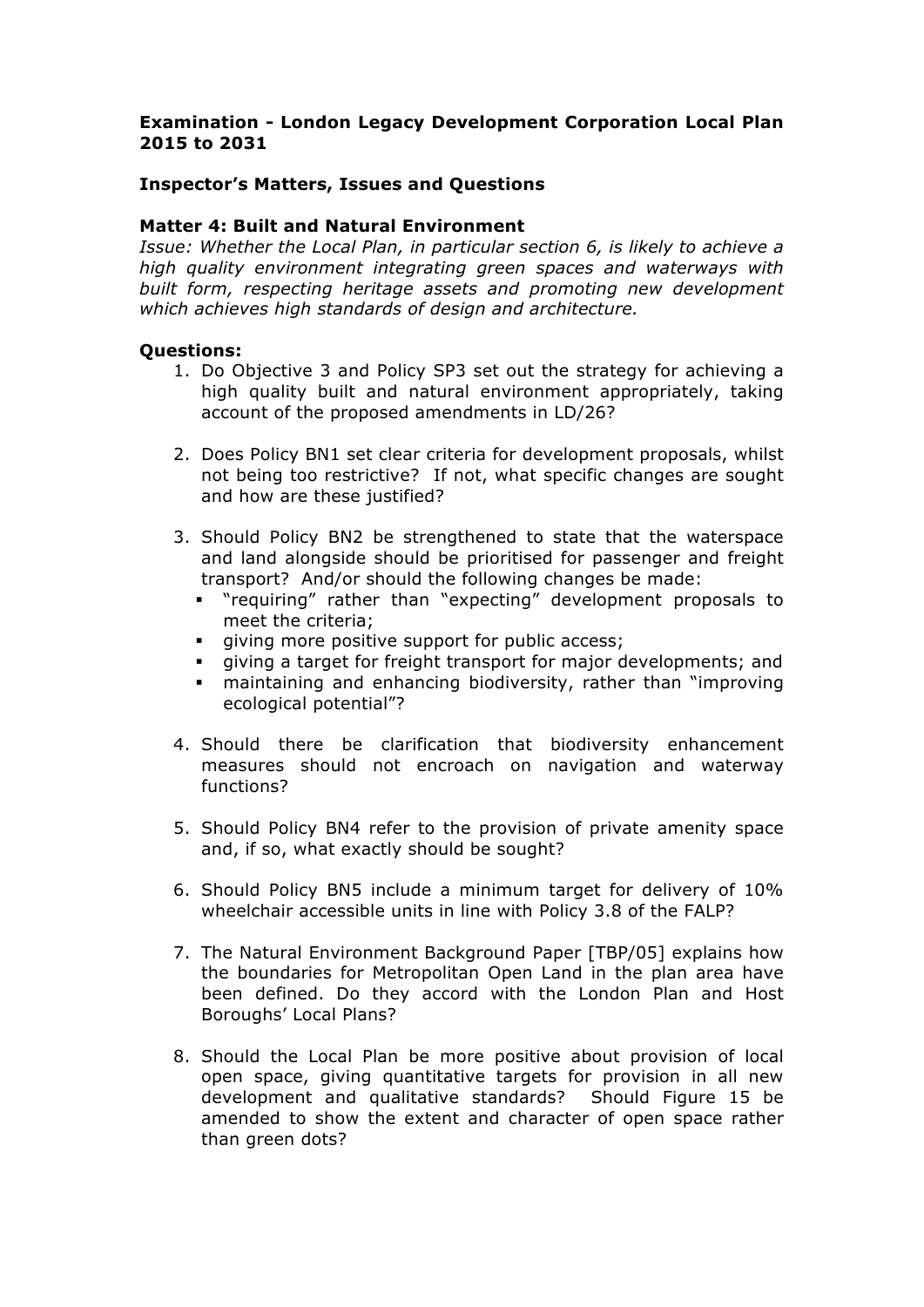**Examination - London Legacy Development Corporation Local Plan 2015 to 2031**

**Inspector's Matters, Issues and Questions**

**Matter 4: Built and Natural Environment**

*Issue: Whether the Local Plan, in particular section 6, is likely to achieve a high quality environment integrating green spaces and waterways with built form, respecting heritage assets and promoting new development which achieves high standards of design and architecture.*

**Questions:**

1. Do Objective 3 and Policy SP3 set out the strategy for achieving a high quality built and natural environment appropriately, taking account of the proposed amendments in LD/26?

2. Does Policy BN1 set clear criteria for development proposals, whilst not being too restrictive? If not, what specific changes are sought and how are these justified?

3. Should Policy BN2 be strengthened to state that the waterspace and land alongside should be prioritised for passenger and freight transport? And/or should the following changes be made:
   - "requiring" rather than "expecting" development proposals to meet the criteria;
   - giving more positive support for public access;
   - giving a target for freight transport for major developments; and
   - maintaining and enhancing biodiversity, rather than "improving ecological potential"?

4. Should there be clarification that biodiversity enhancement measures should not encroach on navigation and waterway functions?

5. Should Policy BN4 refer to the provision of private amenity space and, if so, what exactly should be sought?

6. Should Policy BN5 include a minimum target for delivery of 10% wheelchair accessible units in line with Policy 3.8 of the FALP?

7. The Natural Environment Background Paper [TBP/05] explains how the boundaries for Metropolitan Open Land in the plan area have been defined. Do they accord with the London Plan and Host Boroughs' Local Plans?

8. Should the Local Plan be more positive about provision of local open space, giving quantitative targets for provision in all new development and qualitative standards? Should Figure 15 be amended to show the extent and character of open space rather than green dots?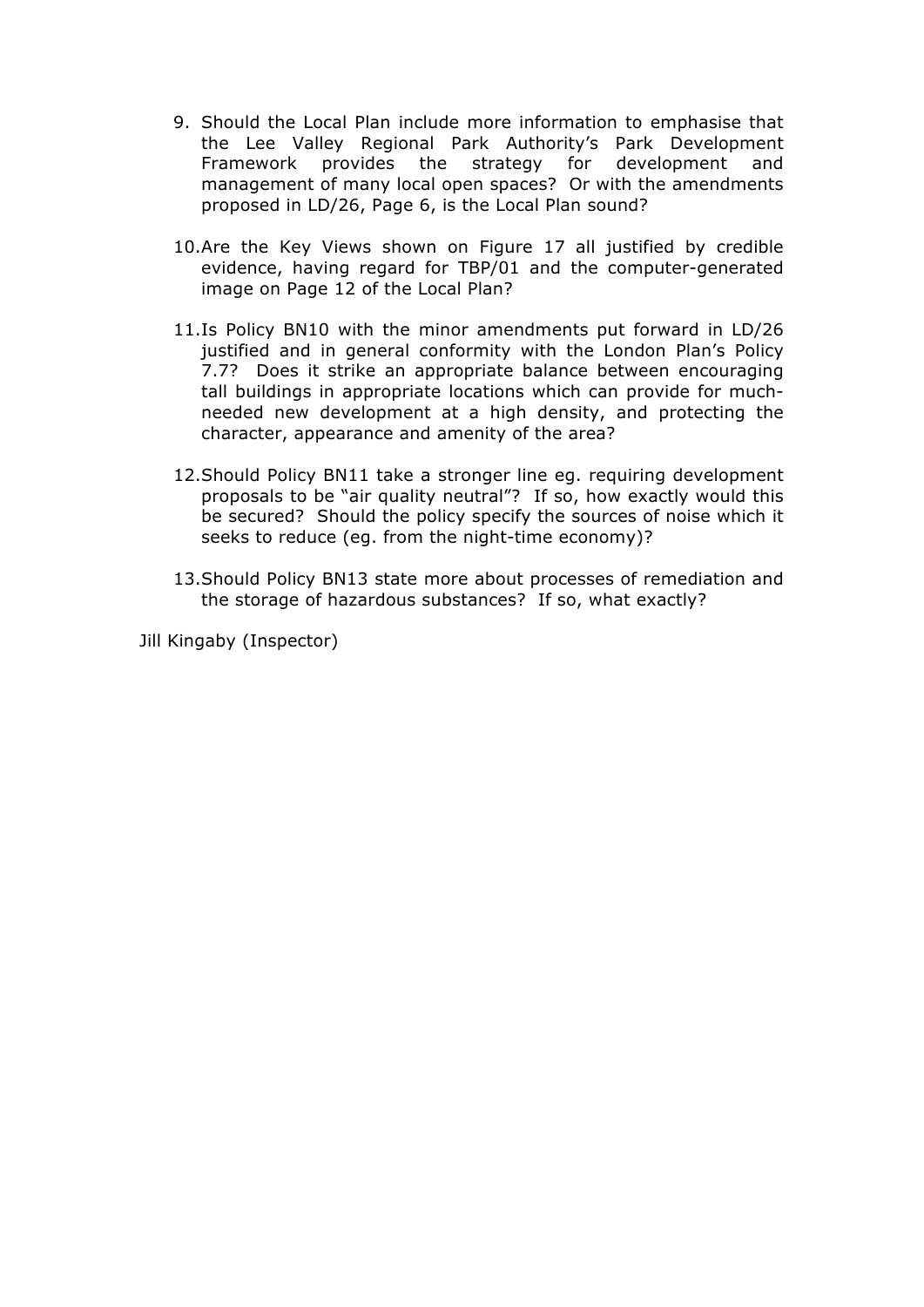9. Should the Local Plan include more information to emphasise that the Lee Valley Regional Park Authority's Park Development Framework provides the strategy for development and management of many local open spaces? Or with the amendments proposed in LD/26, Page 6, is the Local Plan sound?

10. Are the Key Views shown on Figure 17 all justified by credible evidence, having regard for TBP/01 and the computer-generated image on Page 12 of the Local Plan?

11. Is Policy BN10 with the minor amendments put forward in LD/26 justified and in general conformity with the London Plan's Policy 7.7? Does it strike an appropriate balance between encouraging tall buildings in appropriate locations which can provide for much-needed new development at a high density, and protecting the character, appearance and amenity of the area?

12. Should Policy BN11 take a stronger line eg. requiring development proposals to be "air quality neutral"? If so, how exactly would this be secured? Should the policy specify the sources of noise which it seeks to reduce (eg. from the night-time economy)?

13. Should Policy BN13 state more about processes of remediation and the storage of hazardous substances? If so, what exactly?

Jill Kingaby (Inspector)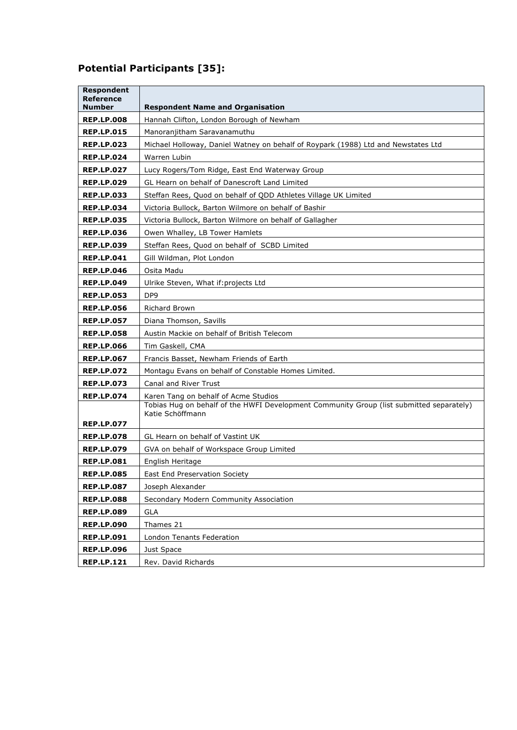## Potential Participants [35]:

| Respondent Reference Number | Respondent Name and Organisation |
|---|---|
| REP.LP.008 | Hannah Clifton, London Borough of Newham |
| REP.LP.015 | Manoranjitham Saravanamuthu |
| REP.LP.023 | Michael Holloway, Daniel Watney on behalf of Roypark (1988) Ltd and Newstates Ltd |
| REP.LP.024 | Warren Lubin |
| REP.LP.027 | Lucy Rogers/Tom Ridge, East End Waterway Group |
| REP.LP.029 | GL Hearn on behalf of Danescroft Land Limited |
| REP.LP.033 | Steffan Rees, Quod on behalf of QDD Athletes Village UK Limited |
| REP.LP.034 | Victoria Bullock, Barton Wilmore on behalf of Bashir |
| REP.LP.035 | Victoria Bullock, Barton Wilmore on behalf of Gallagher |
| REP.LP.036 | Owen Whalley, LB Tower Hamlets |
| REP.LP.039 | Steffan Rees, Quod on behalf of SCBD Limited |
| REP.LP.041 | Gill Wildman, Plot London |
| REP.LP.046 | Osita Madu |
| REP.LP.049 | Ulrike Steven, What if:projects Ltd |
| REP.LP.053 | DP9 |
| REP.LP.056 | Richard Brown |
| REP.LP.057 | Diana Thomson, Savills |
| REP.LP.058 | Austin Mackie on behalf of British Telecom |
| REP.LP.066 | Tim Gaskell, CMA |
| REP.LP.067 | Francis Basset, Newham Friends of Earth |
| REP.LP.072 | Montagu Evans on behalf of Constable Homes Limited. |
| REP.LP.073 | Canal and River Trust |
| REP.LP.074 | Karen Tang on behalf of Acme Studios |
| REP.LP.077 | Tobias Hug on behalf of the HWFI Development Community Group (list submitted separately) Katie Schöffmann |
| REP.LP.078 | GL Hearn on behalf of Vastint UK |
| REP.LP.079 | GVA on behalf of Workspace Group Limited |
| REP.LP.081 | English Heritage |
| REP.LP.085 | East End Preservation Society |
| REP.LP.087 | Joseph Alexander |
| REP.LP.088 | Secondary Modern Community Association |
| REP.LP.089 | GLA |
| REP.LP.090 | Thames 21 |
| REP.LP.091 | London Tenants Federation |
| REP.LP.096 | Just Space |
| REP.LP.121 | Rev. David Richards |